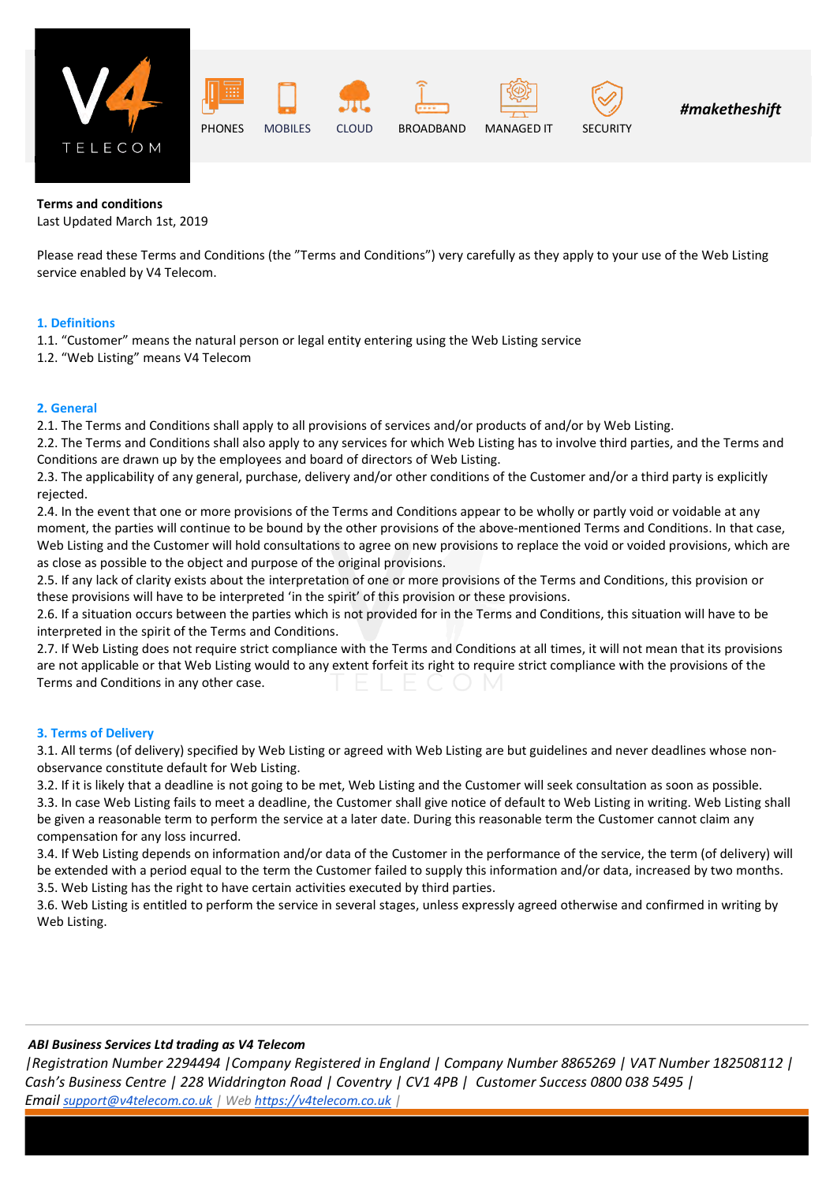**Terms and conditions**
Last Updated March 1st, 2019

Please read these Terms and Conditions (the "Terms and Conditions") very carefully as they apply to your use of the Web Listing service enabled by V4 Telecom.

## 1. Definitions

1.1. "Customer" means the natural person or legal entity entering using the Web Listing service
1.2. "Web Listing" means V4 Telecom

## 2. General

2.1. The Terms and Conditions shall apply to all provisions of services and/or products of and/or by Web Listing.
2.2. The Terms and Conditions shall also apply to any services for which Web Listing has to involve third parties, and the Terms and Conditions are drawn up by the employees and board of directors of Web Listing.
2.3. The applicability of any general, purchase, delivery and/or other conditions of the Customer and/or a third party is explicitly rejected.
2.4. In the event that one or more provisions of the Terms and Conditions appear to be wholly or partly void or voidable at any moment, the parties will continue to be bound by the other provisions of the above-mentioned Terms and Conditions. In that case, Web Listing and the Customer will hold consultations to agree on new provisions to replace the void or voided provisions, which are as close as possible to the object and purpose of the original provisions.
2.5. If any lack of clarity exists about the interpretation of one or more provisions of the Terms and Conditions, this provision or these provisions will have to be interpreted 'in the spirit' of this provision or these provisions.
2.6. If a situation occurs between the parties which is not provided for in the Terms and Conditions, this situation will have to be interpreted in the spirit of the Terms and Conditions.
2.7. If Web Listing does not require strict compliance with the Terms and Conditions at all times, it will not mean that its provisions are not applicable or that Web Listing would to any extent forfeit its right to require strict compliance with the provisions of the Terms and Conditions in any other case.

## 3. Terms of Delivery

3.1. All terms (of delivery) specified by Web Listing or agreed with Web Listing are but guidelines and never deadlines whose non-observance constitute default for Web Listing.
3.2. If it is likely that a deadline is not going to be met, Web Listing and the Customer will seek consultation as soon as possible.
3.3. In case Web Listing fails to meet a deadline, the Customer shall give notice of default to Web Listing in writing. Web Listing shall be given a reasonable term to perform the service at a later date. During this reasonable term the Customer cannot claim any compensation for any loss incurred.
3.4. If Web Listing depends on information and/or data of the Customer in the performance of the service, the term (of delivery) will be extended with a period equal to the term the Customer failed to supply this information and/or data, increased by two months.
3.5. Web Listing has the right to have certain activities executed by third parties.
3.6. Web Listing is entitled to perform the service in several stages, unless expressly agreed otherwise and confirmed in writing by Web Listing.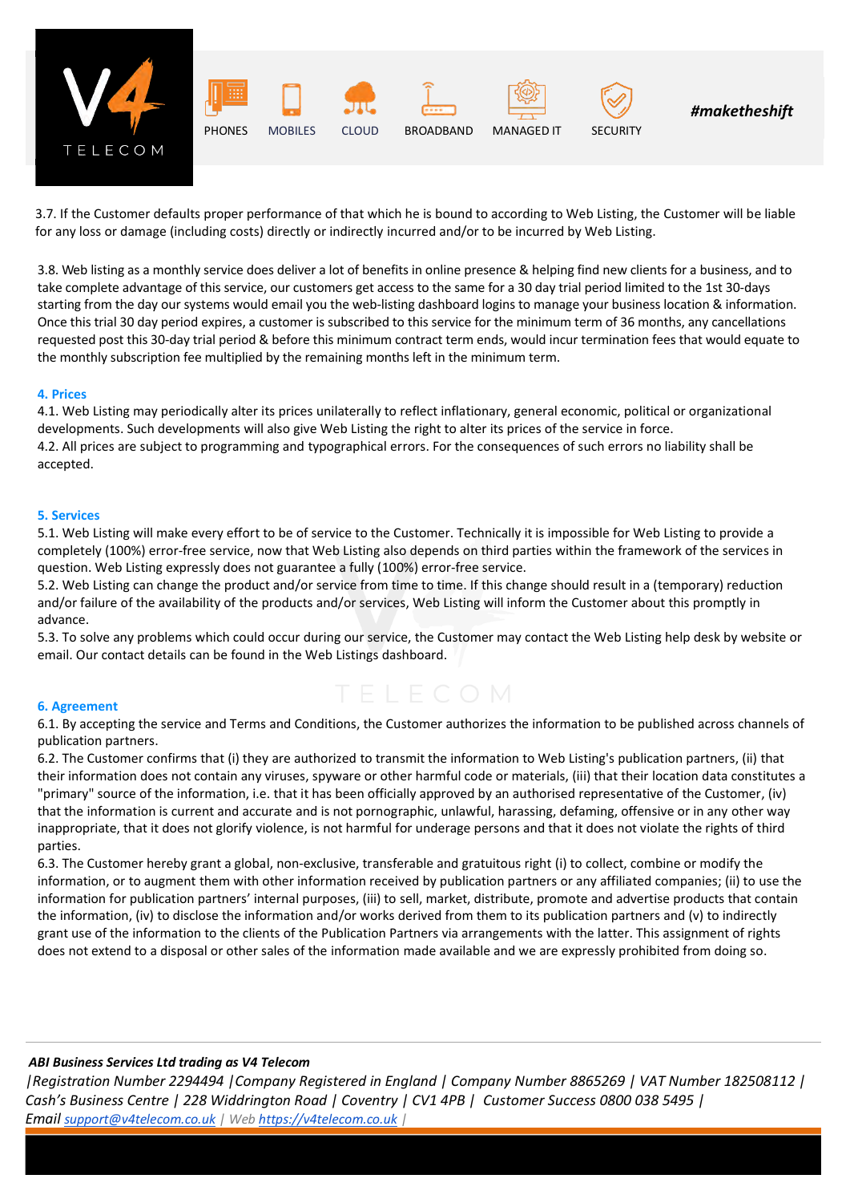3.7. If the Customer defaults proper performance of that which he is bound to according to Web Listing, the Customer will be liable for any loss or damage (including costs) directly or indirectly incurred and/or to be incurred by Web Listing.

3.8. Web listing as a monthly service does deliver a lot of benefits in online presence & helping find new clients for a business, and to take complete advantage of this service, our customers get access to the same for a 30 day trial period limited to the 1st 30-days starting from the day our systems would email you the web-listing dashboard logins to manage your business location & information. Once this trial 30 day period expires, a customer is subscribed to this service for the minimum term of 36 months, any cancellations requested post this 30-day trial period & before this minimum contract term ends, would incur termination fees that would equate to the monthly subscription fee multiplied by the remaining months left in the minimum term.

**4. Prices**

4.1. Web Listing may periodically alter its prices unilaterally to reflect inflationary, general economic, political or organizational developments. Such developments will also give Web Listing the right to alter its prices of the service in force.
4.2. All prices are subject to programming and typographical errors. For the consequences of such errors no liability shall be accepted.

**5. Services**

5.1. Web Listing will make every effort to be of service to the Customer. Technically it is impossible for Web Listing to provide a completely (100%) error-free service, now that Web Listing also depends on third parties within the framework of the services in question. Web Listing expressly does not guarantee a fully (100%) error-free service.
5.2. Web Listing can change the product and/or service from time to time. If this change should result in a (temporary) reduction and/or failure of the availability of the products and/or services, Web Listing will inform the Customer about this promptly in advance.
5.3. To solve any problems which could occur during our service, the Customer may contact the Web Listing help desk by website or email. Our contact details can be found in the Web Listings dashboard.

**6. Agreement**

6.1. By accepting the service and Terms and Conditions, the Customer authorizes the information to be published across channels of publication partners.
6.2. The Customer confirms that (i) they are authorized to transmit the information to Web Listing's publication partners, (ii) that their information does not contain any viruses, spyware or other harmful code or materials, (iii) that their location data constitutes a "primary" source of the information, i.e. that it has been officially approved by an authorised representative of the Customer, (iv) that the information is current and accurate and is not pornographic, unlawful, harassing, defaming, offensive or in any other way inappropriate, that it does not glorify violence, is not harmful for underage persons and that it does not violate the rights of third parties.
6.3. The Customer hereby grant a global, non-exclusive, transferable and gratuitous right (i) to collect, combine or modify the information, or to augment them with other information received by publication partners or any affiliated companies; (ii) to use the information for publication partners' internal purposes, (iii) to sell, market, distribute, promote and advertise products that contain the information, (iv) to disclose the information and/or works derived from them to its publication partners and (v) to indirectly grant use of the information to the clients of the Publication Partners via arrangements with the latter. This assignment of rights does not extend to a disposal or other sales of the information made available and we are expressly prohibited from doing so.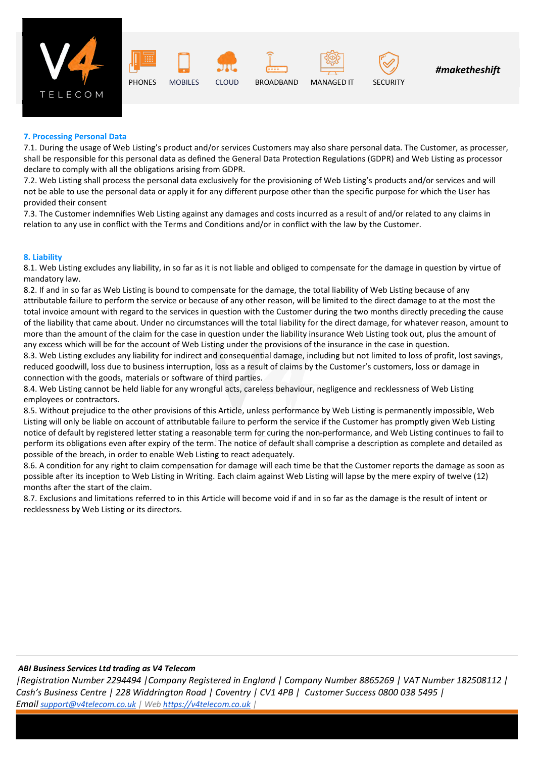## 7. Processing Personal Data

7.1. During the usage of Web Listing's product and/or services Customers may also share personal data. The Customer, as processer, shall be responsible for this personal data as defined the General Data Protection Regulations (GDPR) and Web Listing as processor declare to comply with all the obligations arising from GDPR.
7.2. Web Listing shall process the personal data exclusively for the provisioning of Web Listing's products and/or services and will not be able to use the personal data or apply it for any different purpose other than the specific purpose for which the User has provided their consent
7.3. The Customer indemnifies Web Listing against any damages and costs incurred as a result of and/or related to any claims in relation to any use in conflict with the Terms and Conditions and/or in conflict with the law by the Customer.

## 8. Liability

8.1. Web Listing excludes any liability, in so far as it is not liable and obliged to compensate for the damage in question by virtue of mandatory law.
8.2. If and in so far as Web Listing is bound to compensate for the damage, the total liability of Web Listing because of any attributable failure to perform the service or because of any other reason, will be limited to the direct damage to at the most the total invoice amount with regard to the services in question with the Customer during the two months directly preceding the cause of the liability that came about. Under no circumstances will the total liability for the direct damage, for whatever reason, amount to more than the amount of the claim for the case in question under the liability insurance Web Listing took out, plus the amount of any excess which will be for the account of Web Listing under the provisions of the insurance in the case in question.
8.3. Web Listing excludes any liability for indirect and consequential damage, including but not limited to loss of profit, lost savings, reduced goodwill, loss due to business interruption, loss as a result of claims by the Customer's customers, loss or damage in connection with the goods, materials or software of third parties.
8.4. Web Listing cannot be held liable for any wrongful acts, careless behaviour, negligence and recklessness of Web Listing employees or contractors.
8.5. Without prejudice to the other provisions of this Article, unless performance by Web Listing is permanently impossible, Web Listing will only be liable on account of attributable failure to perform the service if the Customer has promptly given Web Listing notice of default by registered letter stating a reasonable term for curing the non-performance, and Web Listing continues to fail to perform its obligations even after expiry of the term. The notice of default shall comprise a description as complete and detailed as possible of the breach, in order to enable Web Listing to react adequately.
8.6. A condition for any right to claim compensation for damage will each time be that the Customer reports the damage as soon as possible after its inception to Web Listing in Writing. Each claim against Web Listing will lapse by the mere expiry of twelve (12) months after the start of the claim.
8.7. Exclusions and limitations referred to in this Article will become void if and in so far as the damage is the result of intent or recklessness by Web Listing or its directors.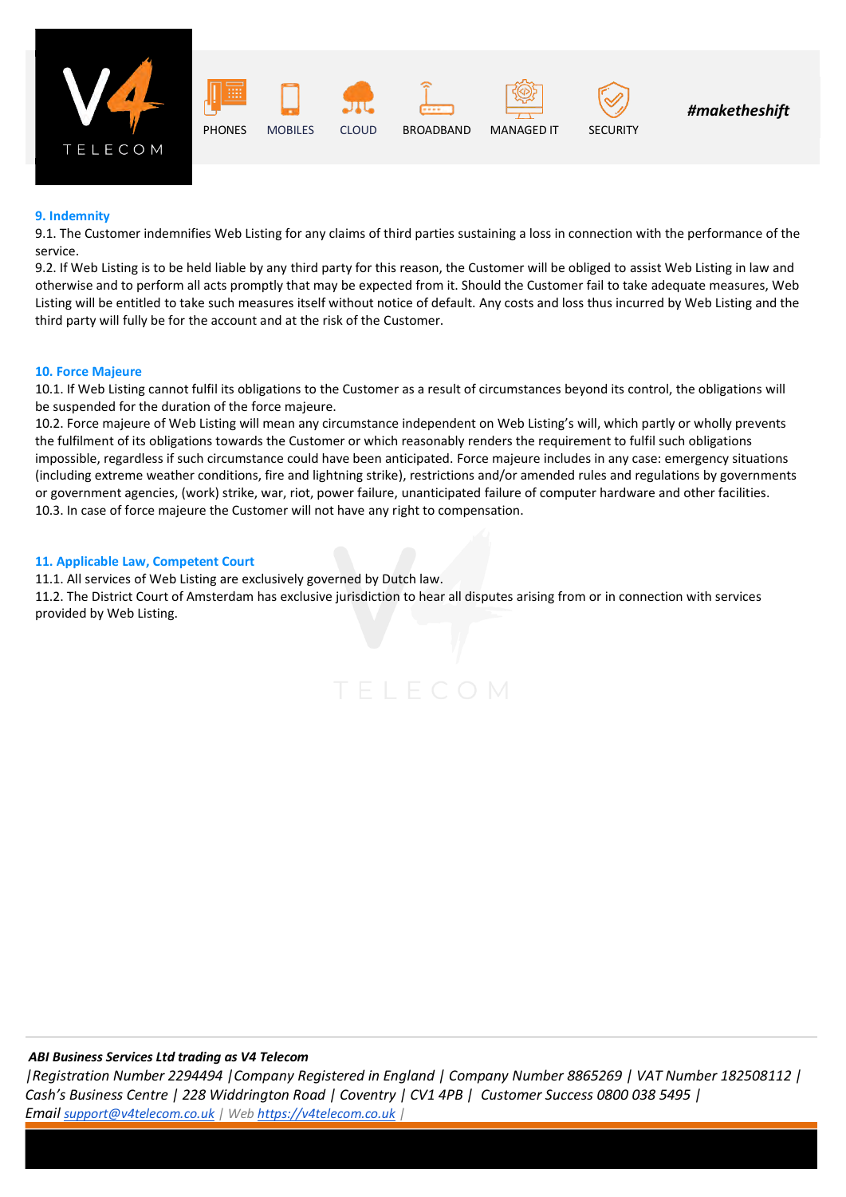## 9. Indemnity

9.1. The Customer indemnifies Web Listing for any claims of third parties sustaining a loss in connection with the performance of the service.
9.2. If Web Listing is to be held liable by any third party for this reason, the Customer will be obliged to assist Web Listing in law and otherwise and to perform all acts promptly that may be expected from it. Should the Customer fail to take adequate measures, Web Listing will be entitled to take such measures itself without notice of default. Any costs and loss thus incurred by Web Listing and the third party will fully be for the account and at the risk of the Customer.

## 10. Force Majeure

10.1. If Web Listing cannot fulfil its obligations to the Customer as a result of circumstances beyond its control, the obligations will be suspended for the duration of the force majeure.
10.2. Force majeure of Web Listing will mean any circumstance independent on Web Listing's will, which partly or wholly prevents the fulfilment of its obligations towards the Customer or which reasonably renders the requirement to fulfil such obligations impossible, regardless if such circumstance could have been anticipated. Force majeure includes in any case: emergency situations (including extreme weather conditions, fire and lightning strike), restrictions and/or amended rules and regulations by governments or government agencies, (work) strike, war, riot, power failure, unanticipated failure of computer hardware and other facilities.
10.3. In case of force majeure the Customer will not have any right to compensation.

## 11. Applicable Law, Competent Court

11.1. All services of Web Listing are exclusively governed by Dutch law.
11.2. The District Court of Amsterdam has exclusive jurisdiction to hear all disputes arising from or in connection with services provided by Web Listing.